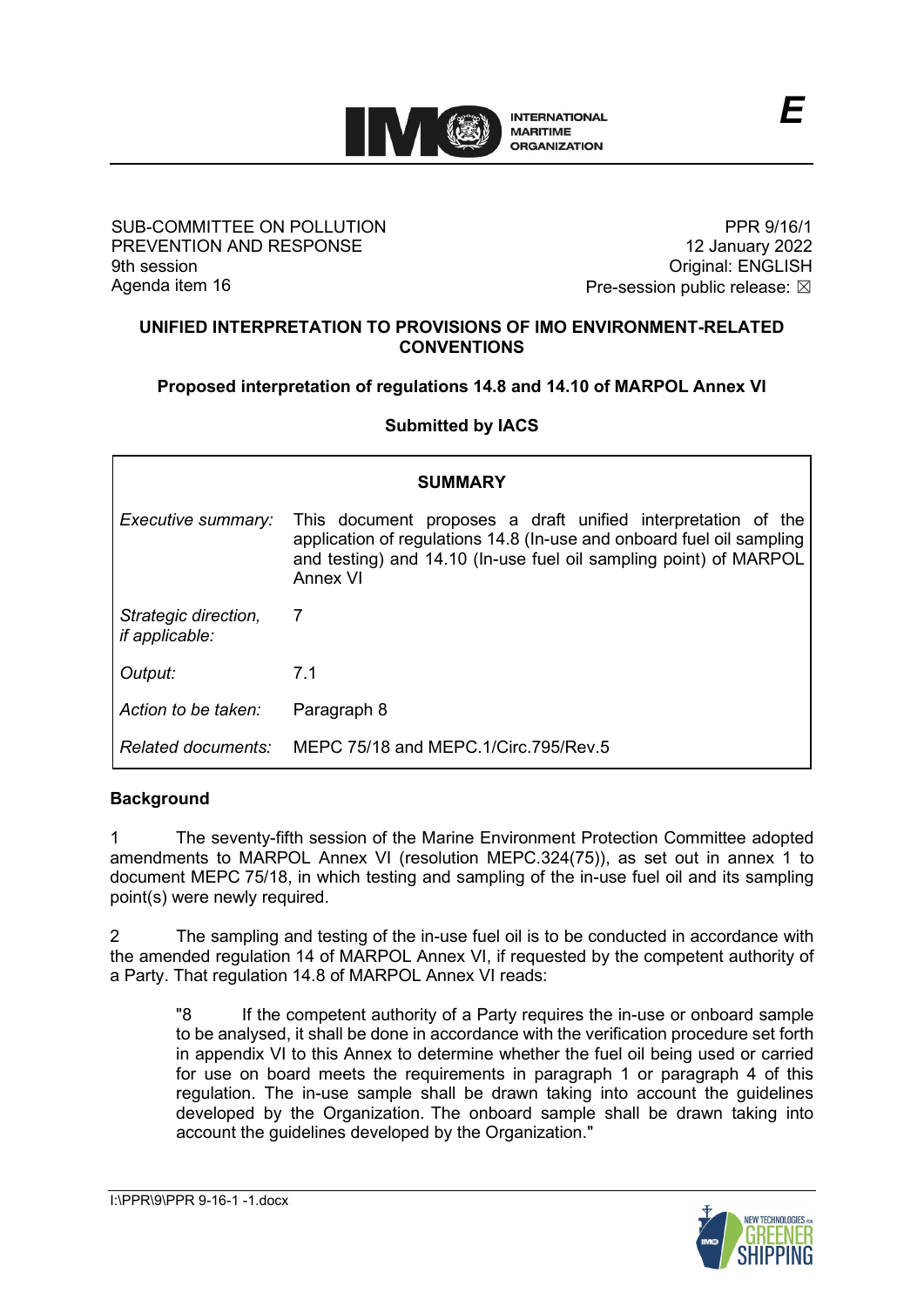SUB-COMMITTEE ON POLLUTION PREVENTION AND RESPONSE
9th session
Agenda item 16

PPR 9/16/1
12 January 2022
Original: ENGLISH
Pre-session public release: ☒

## UNIFIED INTERPRETATION TO PROVISIONS OF IMO ENVIRONMENT-RELATED CONVENTIONS

### Proposed interpretation of regulations 14.8 and 14.10 of MARPOL Annex VI

### Submitted by IACS

| SUMMARY | |
|---|---|
| *Executive summary:* | This document proposes a draft unified interpretation of the application of regulations 14.8 (In-use and onboard fuel oil sampling and testing) and 14.10 (In-use fuel oil sampling point) of MARPOL Annex VI |
| *Strategic direction, if applicable:* | 7 |
| *Output:* | 7.1 |
| *Action to be taken:* | Paragraph 8 |
| *Related documents:* | MEPC 75/18 and MEPC.1/Circ.795/Rev.5 |

## Background

1 The seventy-fifth session of the Marine Environment Protection Committee adopted amendments to MARPOL Annex VI (resolution MEPC.324(75)), as set out in annex 1 to document MEPC 75/18, in which testing and sampling of the in-use fuel oil and its sampling point(s) were newly required.

2 The sampling and testing of the in-use fuel oil is to be conducted in accordance with the amended regulation 14 of MARPOL Annex VI, if requested by the competent authority of a Party. That regulation 14.8 of MARPOL Annex VI reads:

> "8 If the competent authority of a Party requires the in-use or onboard sample to be analysed, it shall be done in accordance with the verification procedure set forth in appendix VI to this Annex to determine whether the fuel oil being used or carried for use on board meets the requirements in paragraph 1 or paragraph 4 of this regulation. The in-use sample shall be drawn taking into account the guidelines developed by the Organization. The onboard sample shall be drawn taking into account the guidelines developed by the Organization."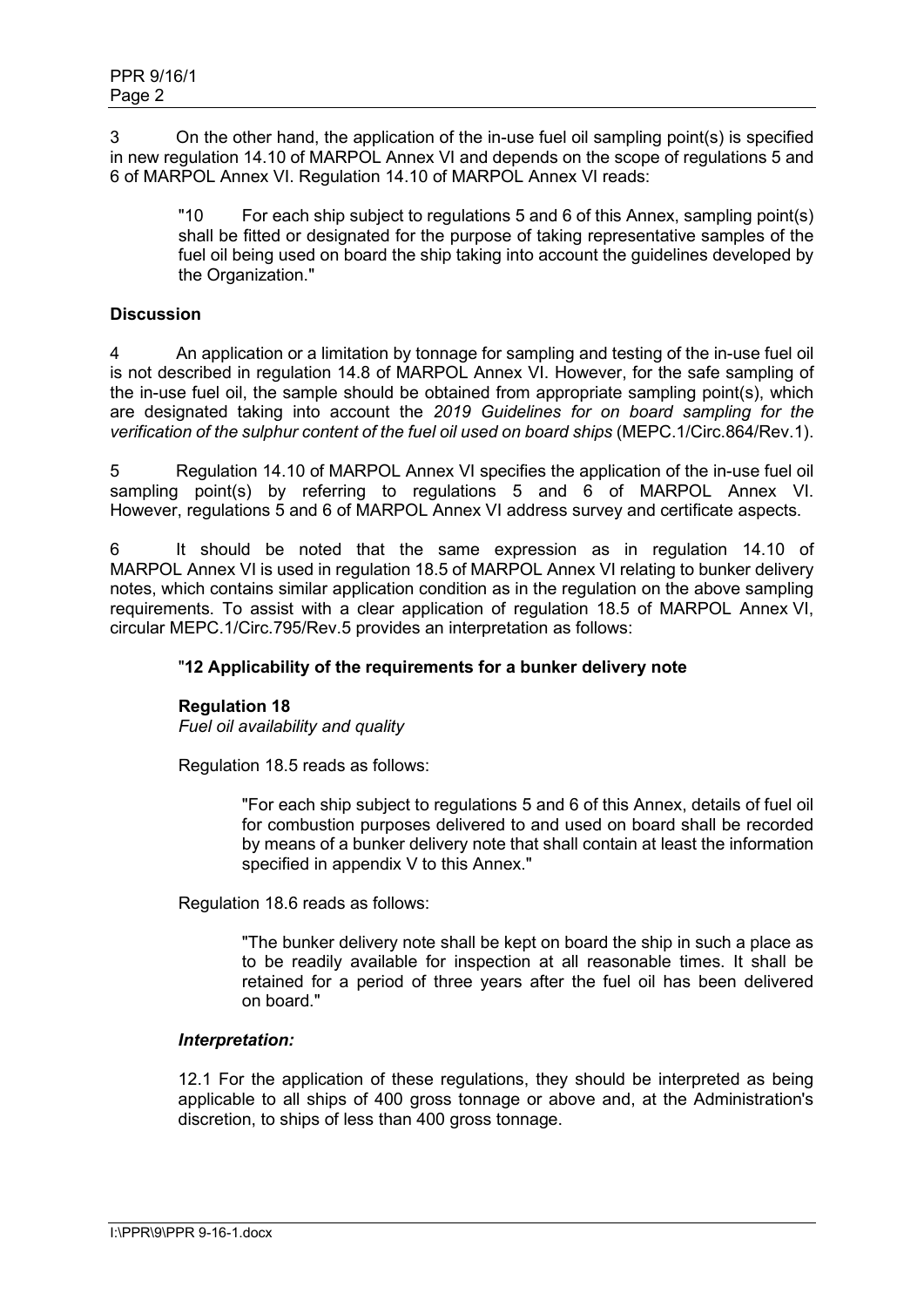3 On the other hand, the application of the in-use fuel oil sampling point(s) is specified in new regulation 14.10 of MARPOL Annex VI and depends on the scope of regulations 5 and 6 of MARPOL Annex VI. Regulation 14.10 of MARPOL Annex VI reads:

> "10 For each ship subject to regulations 5 and 6 of this Annex, sampling point(s) shall be fitted or designated for the purpose of taking representative samples of the fuel oil being used on board the ship taking into account the guidelines developed by the Organization."

**Discussion**

4 An application or a limitation by tonnage for sampling and testing of the in-use fuel oil is not described in regulation 14.8 of MARPOL Annex VI. However, for the safe sampling of the in-use fuel oil, the sample should be obtained from appropriate sampling point(s), which are designated taking into account the *2019 Guidelines for on board sampling for the verification of the sulphur content of the fuel oil used on board ships* (MEPC.1/Circ.864/Rev.1).

5 Regulation 14.10 of MARPOL Annex VI specifies the application of the in-use fuel oil sampling point(s) by referring to regulations 5 and 6 of MARPOL Annex VI. However, regulations 5 and 6 of MARPOL Annex VI address survey and certificate aspects.

6 It should be noted that the same expression as in regulation 14.10 of MARPOL Annex VI is used in regulation 18.5 of MARPOL Annex VI relating to bunker delivery notes, which contains similar application condition as in the regulation on the above sampling requirements. To assist with a clear application of regulation 18.5 of MARPOL Annex VI, circular MEPC.1/Circ.795/Rev.5 provides an interpretation as follows:

> "**12 Applicability of the requirements for a bunker delivery note**
>
> **Regulation 18**
> *Fuel oil availability and quality*
>
> Regulation 18.5 reads as follows:
>
> > "For each ship subject to regulations 5 and 6 of this Annex, details of fuel oil for combustion purposes delivered to and used on board shall be recorded by means of a bunker delivery note that shall contain at least the information specified in appendix V to this Annex."
>
> Regulation 18.6 reads as follows:
>
> > "The bunker delivery note shall be kept on board the ship in such a place as to be readily available for inspection at all reasonable times. It shall be retained for a period of three years after the fuel oil has been delivered on board."
>
> ***Interpretation:***
>
> 12.1 For the application of these regulations, they should be interpreted as being applicable to all ships of 400 gross tonnage or above and, at the Administration's discretion, to ships of less than 400 gross tonnage.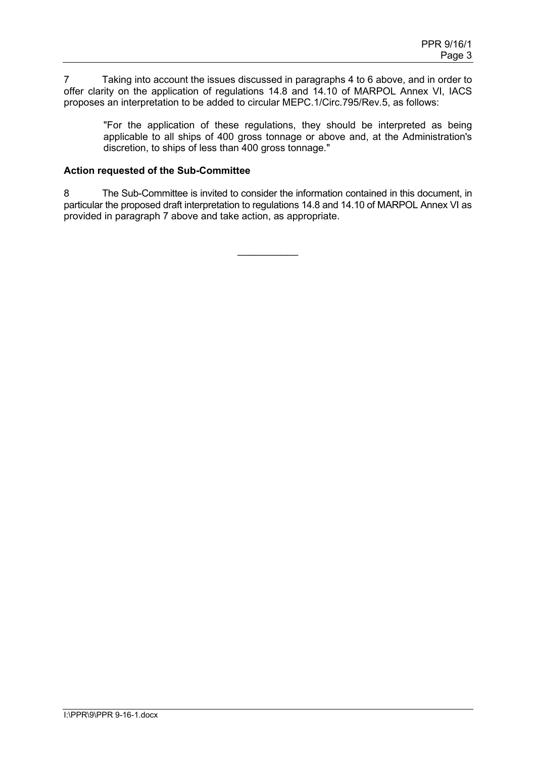7 Taking into account the issues discussed in paragraphs 4 to 6 above, and in order to offer clarity on the application of regulations 14.8 and 14.10 of MARPOL Annex VI, IACS proposes an interpretation to be added to circular MEPC.1/Circ.795/Rev.5, as follows:

> "For the application of these regulations, they should be interpreted as being applicable to all ships of 400 gross tonnage or above and, at the Administration's discretion, to ships of less than 400 gross tonnage."

**Action requested of the Sub-Committee**

8 The Sub-Committee is invited to consider the information contained in this document, in particular the proposed draft interpretation to regulations 14.8 and 14.10 of MARPOL Annex VI as provided in paragraph 7 above and take action, as appropriate.

___________